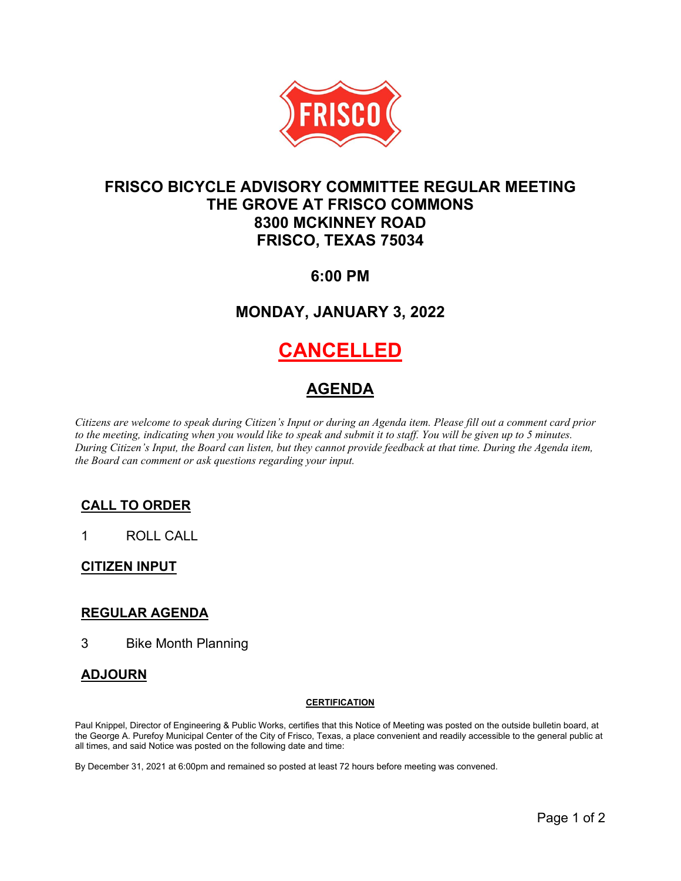# FRISCO BICYCLE ADVISORY COMMITTEE REGULAR MEETING
## THE GROVE AT FRISCO COMMONS
## 8300 MCKINNEY ROAD
## FRISCO, TEXAS 75034

## 6:00 PM

## MONDAY, JANUARY 3, 2022

# CANCELLED

## AGENDA

*Citizens are welcome to speak during Citizen's Input or during an Agenda item. Please fill out a comment card prior to the meeting, indicating when you would like to speak and submit it to staff. You will be given up to 5 minutes. During Citizen's Input, the Board can listen, but they cannot provide feedback at that time. During the Agenda item, the Board can comment or ask questions regarding your input.*

### CALL TO ORDER

1 ROLL CALL

### CITIZEN INPUT

### REGULAR AGENDA

3 Bike Month Planning

### ADJOURN

**CERTIFICATION**

Paul Knippel, Director of Engineering & Public Works, certifies that this Notice of Meeting was posted on the outside bulletin board, at the George A. Purefoy Municipal Center of the City of Frisco, Texas, a place convenient and readily accessible to the general public at all times, and said Notice was posted on the following date and time:

By December 31, 2021 at 6:00pm and remained so posted at least 72 hours before meeting was convened.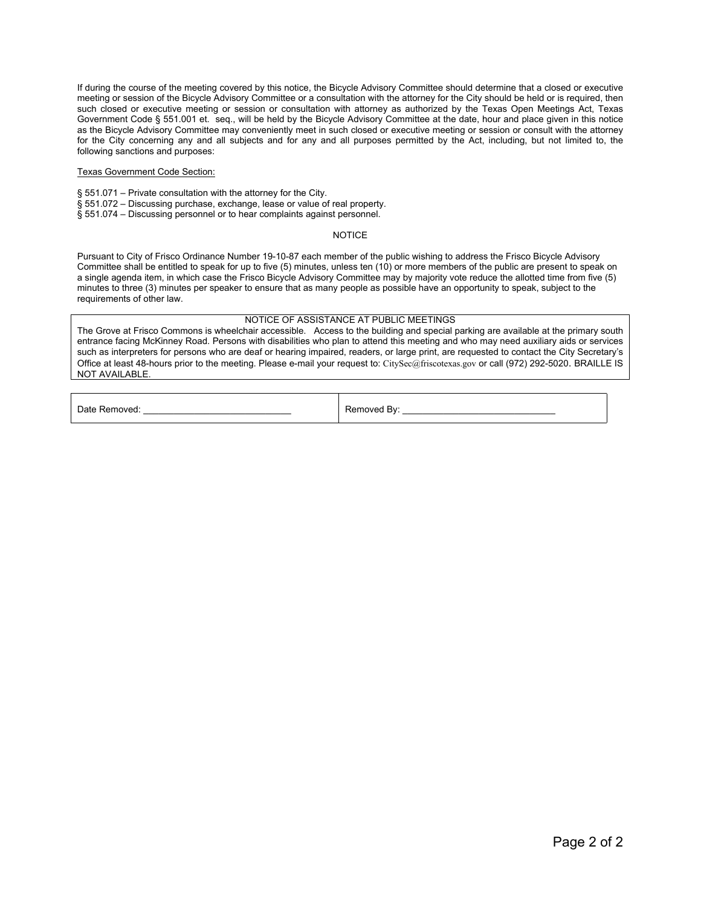If during the course of the meeting covered by this notice, the Bicycle Advisory Committee should determine that a closed or executive meeting or session of the Bicycle Advisory Committee or a consultation with the attorney for the City should be held or is required, then such closed or executive meeting or session or consultation with attorney as authorized by the Texas Open Meetings Act, Texas Government Code § 551.001 et. seq., will be held by the Bicycle Advisory Committee at the date, hour and place given in this notice as the Bicycle Advisory Committee may conveniently meet in such closed or executive meeting or session or consult with the attorney for the City concerning any and all subjects and for any and all purposes permitted by the Act, including, but not limited to, the following sanctions and purposes:

Texas Government Code Section:

§ 551.071 – Private consultation with the attorney for the City.
§ 551.072 – Discussing purchase, exchange, lease or value of real property.
§ 551.074 – Discussing personnel or to hear complaints against personnel.

NOTICE

Pursuant to City of Frisco Ordinance Number 19-10-87 each member of the public wishing to address the Frisco Bicycle Advisory Committee shall be entitled to speak for up to five (5) minutes, unless ten (10) or more members of the public are present to speak on a single agenda item, in which case the Frisco Bicycle Advisory Committee may by majority vote reduce the allotted time from five (5) minutes to three (3) minutes per speaker to ensure that as many people as possible have an opportunity to speak, subject to the requirements of other law.

NOTICE OF ASSISTANCE AT PUBLIC MEETINGS

The Grove at Frisco Commons is wheelchair accessible. Access to the building and special parking are available at the primary south entrance facing McKinney Road. Persons with disabilities who plan to attend this meeting and who may need auxiliary aids or services such as interpreters for persons who are deaf or hearing impaired, readers, or large print, are requested to contact the City Secretary's Office at least 48-hours prior to the meeting. Please e-mail your request to: CitySec@friscotexas.gov or call (972) 292-5020. BRAILLE IS NOT AVAILABLE.

| | |
|---|---|
| Date Removed: ____________________________ | Removed By: ____________________________ |